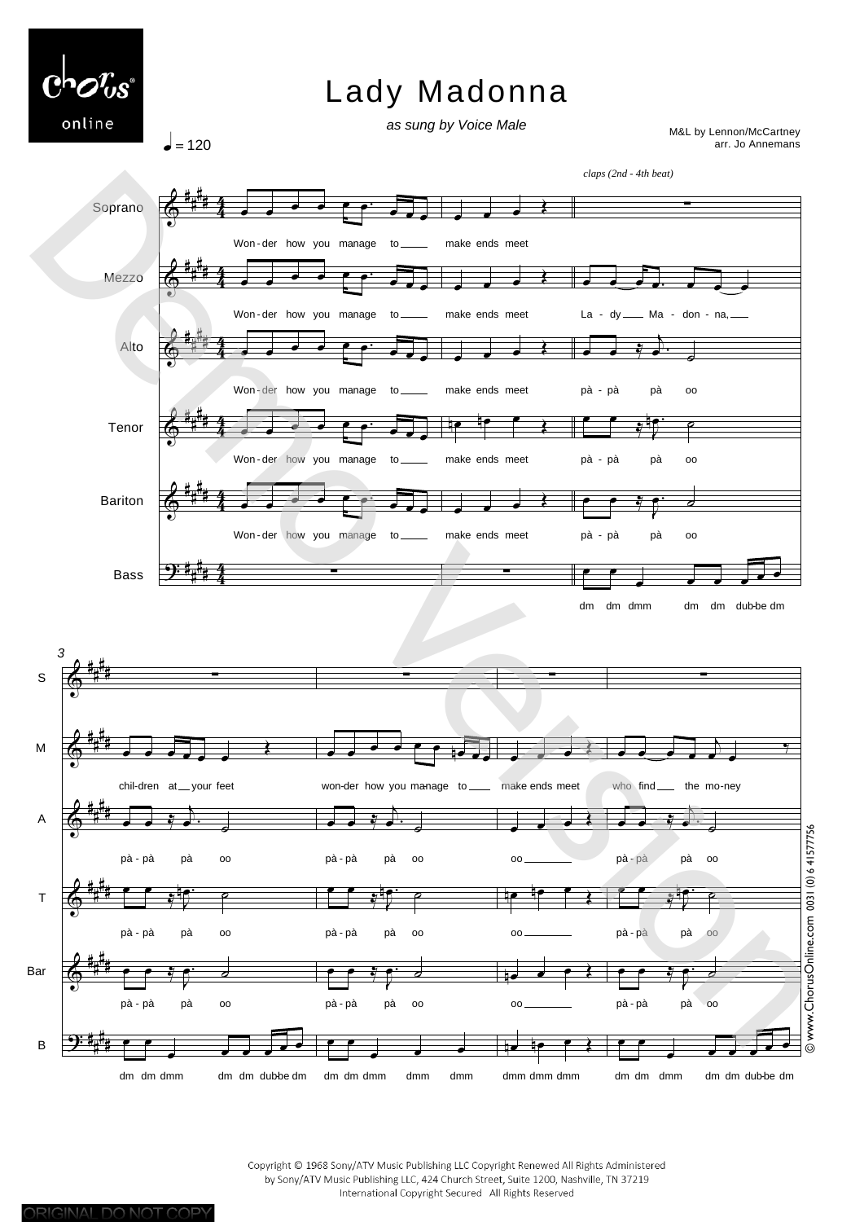# Lady Madonna

*as sung by Voice Male*

M&L by Lennon/McCartney
arr. Jo Annemans

♩ = 120

*claps (2nd - 4th beat)*

Soprano: Won - der how you manage to ___ make ends meet

Mezzo: Won - der how you manage to ___ make ends meet La - dy ___ Ma - don - na, ___

Alto: Won - der how you manage to ___ make ends meet pà - pà pà oo

Tenor: Won - der how you manage to ___ make ends meet pà - pà pà oo

Bariton: Won - der how you manage to ___ make ends meet pà - pà pà oo

Bass: dm dm dmm dm dm dub-be dm

3

M: chil-dren at ___ your feet won-der how you manage to ___ make ends meet who find ___ the mo-ney

A: pà - pà pà oo pà - pà pà oo oo ___ pà - pà pà oo

T: pà - pà pà oo pà - pà pà oo oo ___ pà - pà pà oo

Bar: pà - pà pà oo pà - pà pà oo oo ___ pà - pà pà oo

B: dm dm dmm dm dm dub-be dm dm dm dmm dmm dmm dmm dmm dmm dm dm dmm dm dm dub-be dm

© www.ChorusOnline.com 0031 (0) 6 41577756

Copyright © 1968 Sony/ATV Music Publishing LLC Copyright Renewed All Rights Administered
by Sony/ATV Music Publishing LLC, 424 Church Street, Suite 1200, Nashville, TN 37219
International Copyright Secured All Rights Reserved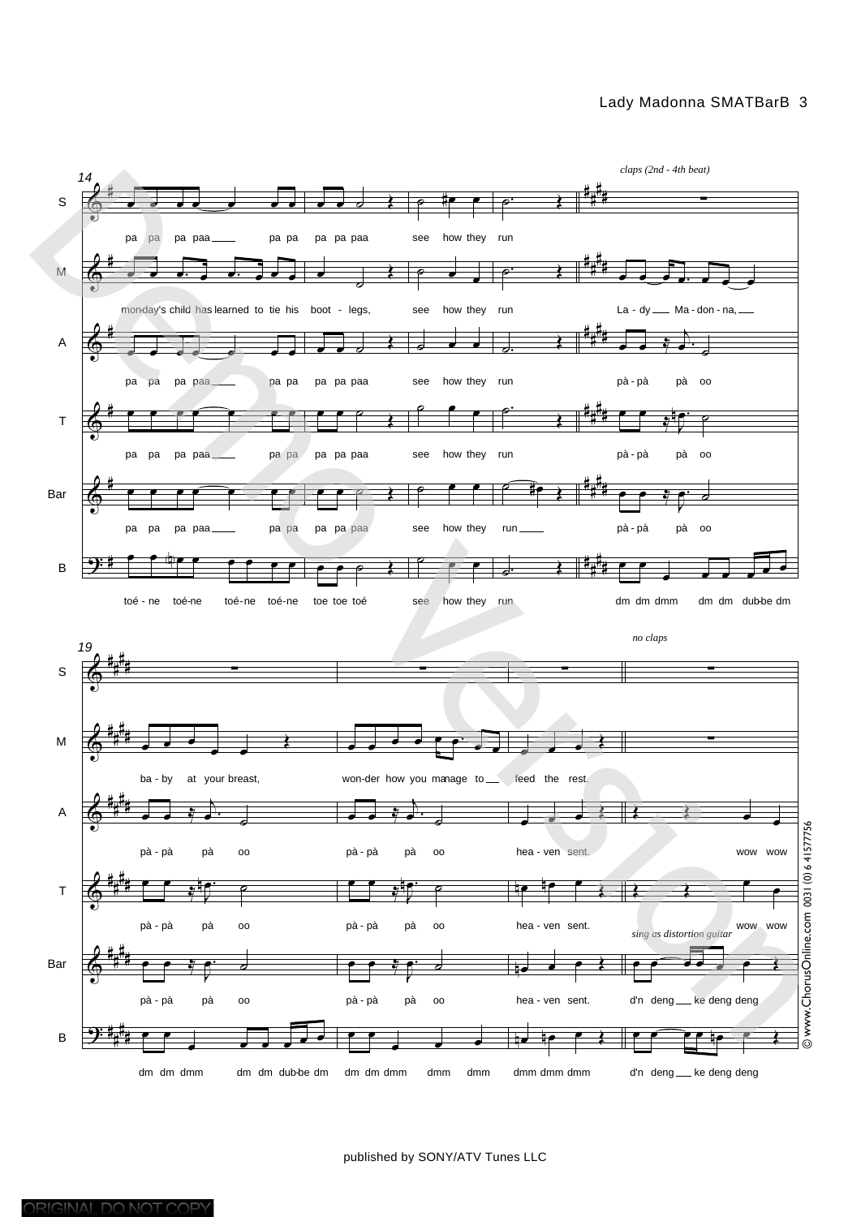*claps (2nd - 4th beat)*

**14**

S: pa pa pa paa___ pa pa pa pa paa see how they run

M: mon-day's child has learned to tie his boot - legs, see how they run La - dy___ Ma - don - na,___

A: pa pa pa paa___ pa pa pa pa paa see how they run pà - pà pà oo

T: pa pa pa paa___ pa pa pa pa paa see how they run pà - pà pà oo

Bar: pa pa pa paa___ pa pa pa pa paa see how they run___ pà - pà pà oo

B: toé - ne toé-ne toé-ne toé-ne toe toe toé see how they run dm dm dmm dm dm dub-be dm

*no claps*

**19**

M: ba - by at your breast, won-der how you ma-nage to___ feed the rest.

A: pà - pà pà oo pà - pà pà oo hea - ven sent. wow wow

T: pà - pà pà oo pà - pà pà oo hea - ven sent. wow wow

*sing as distortion guitar*

Bar: pà - pà pà oo pà - pà pà oo hea - ven sent. d'n deng___ ke deng deng

B: dm dm dmm dm dm dub-be dm dm dm dmm dmm dmm dmm dmm dmm d'n deng___ ke deng deng

published by SONY/ATV Tunes LLC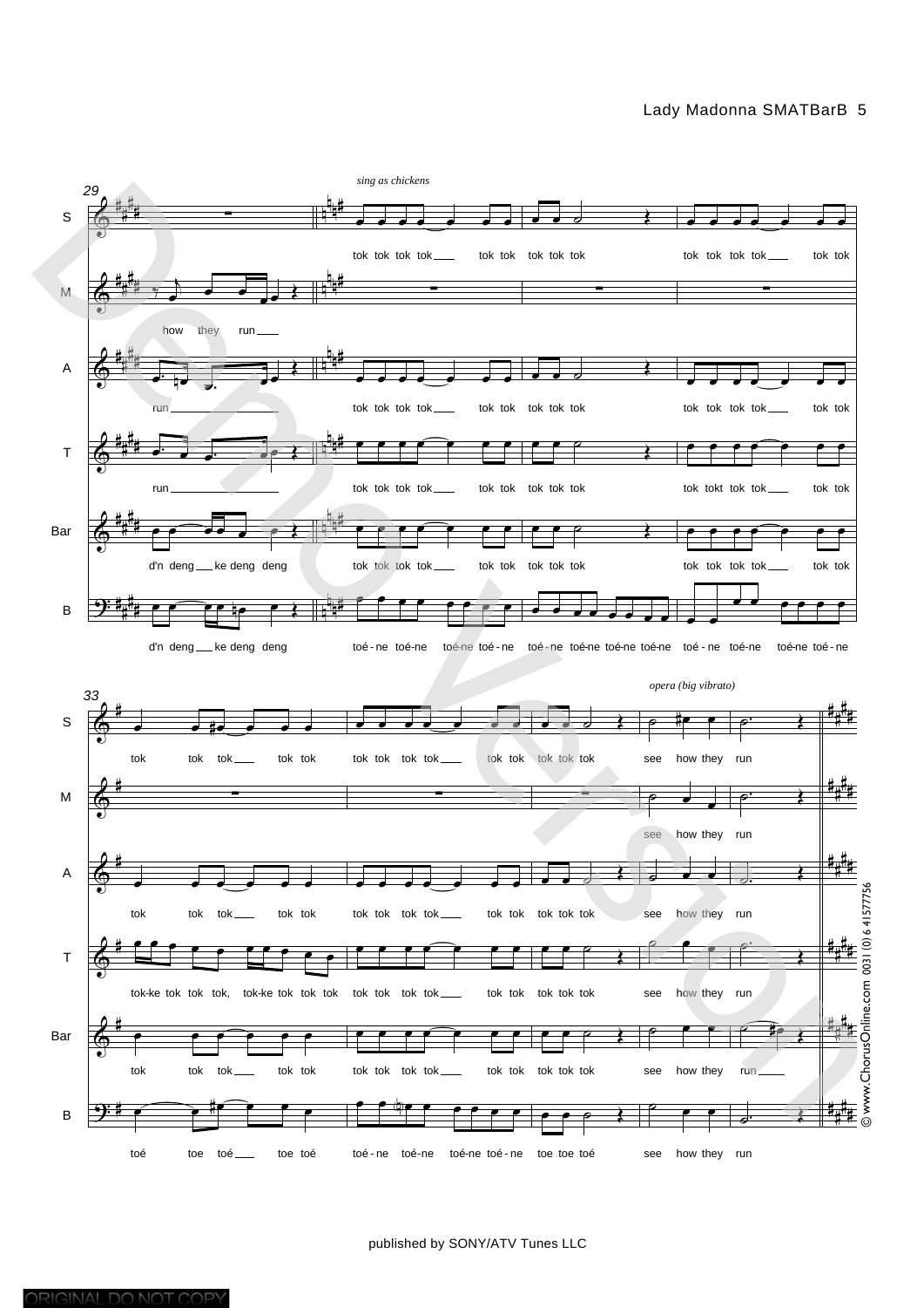*sing as chickens*

*opera (big vibrato)*

published by SONY/ATV Tunes LLC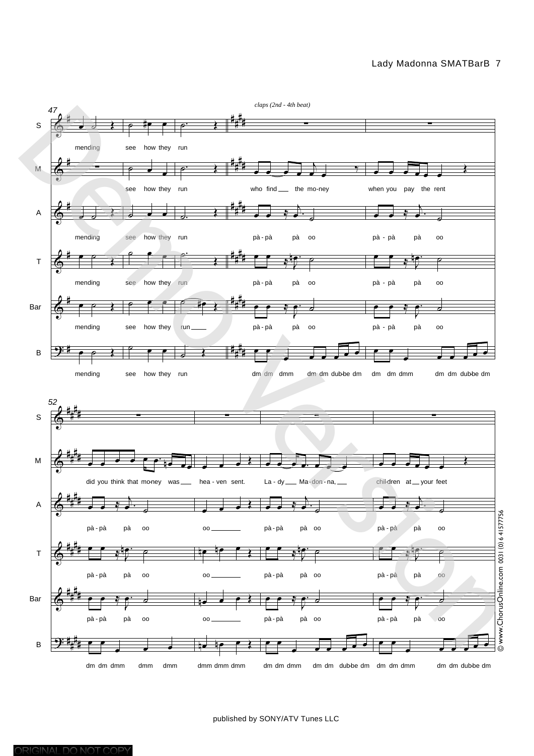*claps (2nd - 4th beat)*

47

S: mending see how they run

M: see how they run who find the mo-ney when you pay the rent

A: mending see how they run pà - pà pà oo pà - pà pà oo

T: mending see how they run pà - pà pà oo pà - pà pà oo

Bar: mending see how they run pà - pà pà oo pà - pà pà oo

B: mending see how they run dm dm dmm dm dm dub-be dm dm dm dmm dm dm dub-be dm

52

S:

M: did you think that mo-ney was hea - ven sent. La - dy Ma - don - na, chil-dren at your feet

A: pà - pà pà oo oo pà - pà pà oo pà - pà pà oo

T: pà - pà pà oo oo pà - pà pà oo pà - pà pà oo

Bar: pà - pà pà oo oo pà - pà pà oo pà - pà pà oo

B: dm dm dmm dmm dmm dmm dmm dmm dm dm dmm dm dm dub-be dm dm dm dmm dm dm dub-be dm

© www.ChorusOnline.com 0031 (0) 6 41577756

published by SONY/ATV Tunes LLC